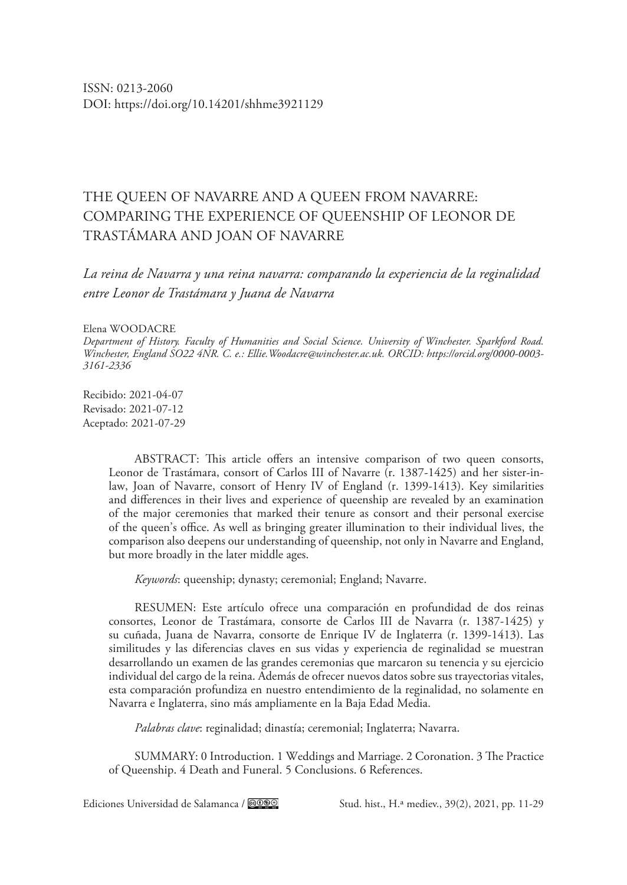ISSN: 0213-2060
DOI: https://doi.org/10.14201/shhme3921129

# THE QUEEN OF NAVARRE AND A QUEEN FROM NAVARRE: COMPARING THE EXPERIENCE OF QUEENSHIP OF LEONOR DE TRASTÁMARA AND JOAN OF NAVARRE

*La reina de Navarra y una reina navarra: comparando la experiencia de la reginalidad entre Leonor de Trastámara y Juana de Navarra*

Elena WOODACRE

*Department of History. Faculty of Humanities and Social Science. University of Winchester. Sparkford Road. Winchester, England SO22 4NR. C. e.: Ellie.Woodacre@winchester.ac.uk. ORCID: https://orcid.org/0000-0003-3161-2336*

Recibido: 2021-04-07
Revisado: 2021-07-12
Aceptado: 2021-07-29

ABSTRACT: This article offers an intensive comparison of two queen consorts, Leonor de Trastámara, consort of Carlos III of Navarre (r. 1387-1425) and her sister-in-law, Joan of Navarre, consort of Henry IV of England (r. 1399-1413). Key similarities and differences in their lives and experience of queenship are revealed by an examination of the major ceremonies that marked their tenure as consort and their personal exercise of the queen's office. As well as bringing greater illumination to their individual lives, the comparison also deepens our understanding of queenship, not only in Navarre and England, but more broadly in the later middle ages.

*Keywords*: queenship; dynasty; ceremonial; England; Navarre.

RESUMEN: Este artículo ofrece una comparación en profundidad de dos reinas consortes, Leonor de Trastámara, consorte de Carlos III de Navarra (r. 1387-1425) y su cuñada, Juana de Navarra, consorte de Enrique IV de Inglaterra (r. 1399-1413). Las similitudes y las diferencias claves en sus vidas y experiencia de reginalidad se muestran desarrollando un examen de las grandes ceremonias que marcaron su tenencia y su ejercicio individual del cargo de la reina. Además de ofrecer nuevos datos sobre sus trayectorias vitales, esta comparación profundiza en nuestro entendimiento de la reginalidad, no solamente en Navarra e Inglaterra, sino más ampliamente en la Baja Edad Media.

*Palabras clave*: reginalidad; dinastía; ceremonial; Inglaterra; Navarra.

SUMMARY: 0 Introduction. 1 Weddings and Marriage. 2 Coronation. 3 The Practice of Queenship. 4 Death and Funeral. 5 Conclusions. 6 References.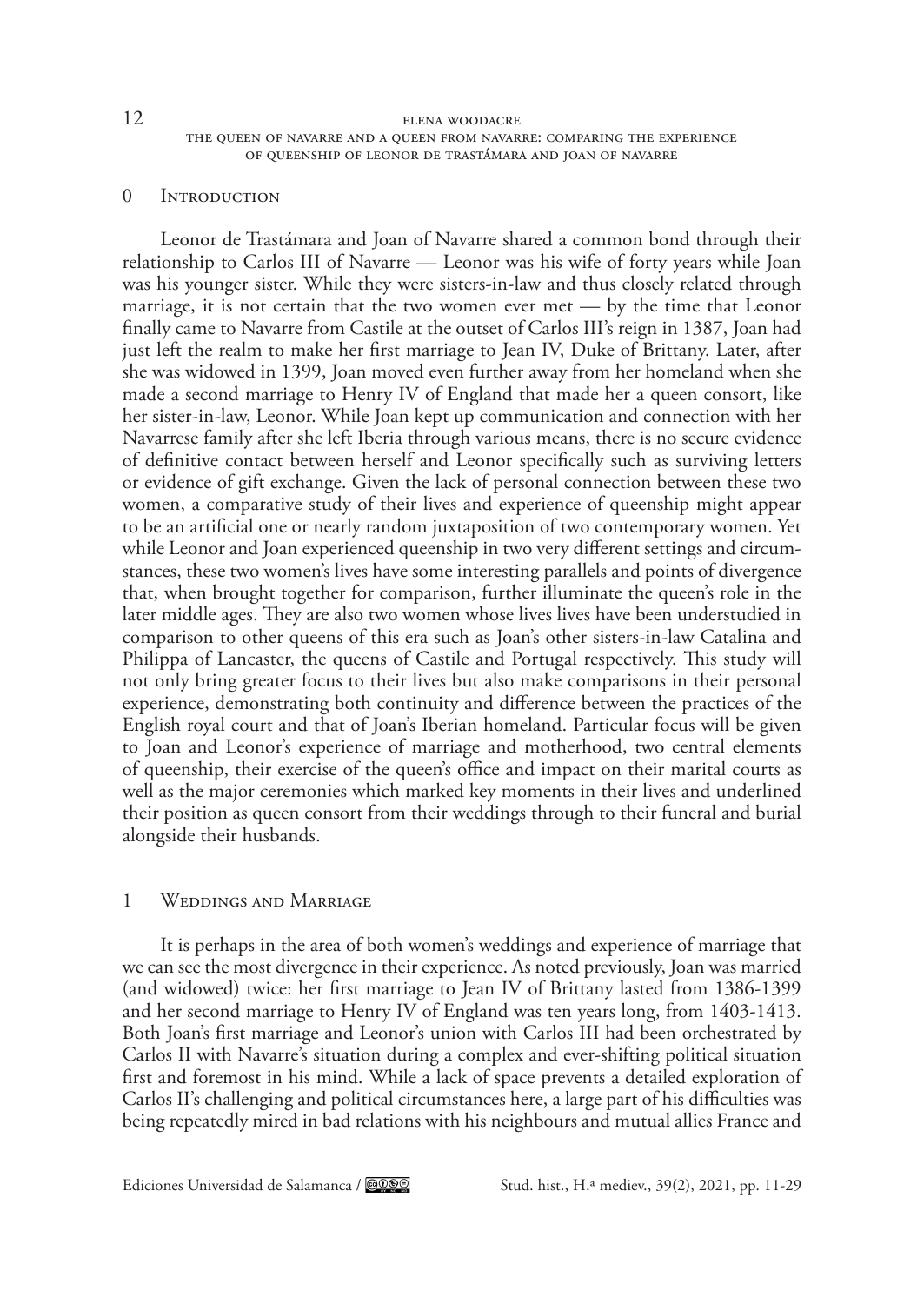## 0 Introduction

Leonor de Trastámara and Joan of Navarre shared a common bond through their relationship to Carlos III of Navarre — Leonor was his wife of forty years while Joan was his younger sister. While they were sisters-in-law and thus closely related through marriage, it is not certain that the two women ever met — by the time that Leonor finally came to Navarre from Castile at the outset of Carlos III's reign in 1387, Joan had just left the realm to make her first marriage to Jean IV, Duke of Brittany. Later, after she was widowed in 1399, Joan moved even further away from her homeland when she made a second marriage to Henry IV of England that made her a queen consort, like her sister-in-law, Leonor. While Joan kept up communication and connection with her Navarrese family after she left Iberia through various means, there is no secure evidence of definitive contact between herself and Leonor specifically such as surviving letters or evidence of gift exchange. Given the lack of personal connection between these two women, a comparative study of their lives and experience of queenship might appear to be an artificial one or nearly random juxtaposition of two contemporary women. Yet while Leonor and Joan experienced queenship in two very different settings and circumstances, these two women's lives have some interesting parallels and points of divergence that, when brought together for comparison, further illuminate the queen's role in the later middle ages. They are also two women whose lives lives have been understudied in comparison to other queens of this era such as Joan's other sisters-in-law Catalina and Philippa of Lancaster, the queens of Castile and Portugal respectively. This study will not only bring greater focus to their lives but also make comparisons in their personal experience, demonstrating both continuity and difference between the practices of the English royal court and that of Joan's Iberian homeland. Particular focus will be given to Joan and Leonor's experience of marriage and motherhood, two central elements of queenship, their exercise of the queen's office and impact on their marital courts as well as the major ceremonies which marked key moments in their lives and underlined their position as queen consort from their weddings through to their funeral and burial alongside their husbands.

## 1 Weddings and Marriage

It is perhaps in the area of both women's weddings and experience of marriage that we can see the most divergence in their experience. As noted previously, Joan was married (and widowed) twice: her first marriage to Jean IV of Brittany lasted from 1386-1399 and her second marriage to Henry IV of England was ten years long, from 1403-1413. Both Joan's first marriage and Leonor's union with Carlos III had been orchestrated by Carlos II with Navarre's situation during a complex and ever-shifting political situation first and foremost in his mind. While a lack of space prevents a detailed exploration of Carlos II's challenging and political circumstances here, a large part of his difficulties was being repeatedly mired in bad relations with his neighbours and mutual allies France and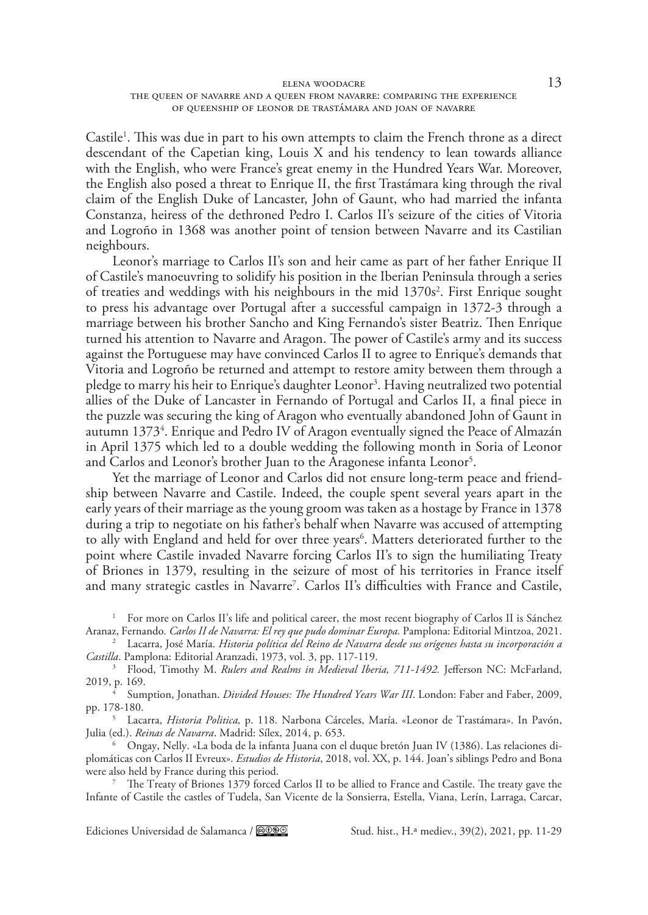Castile[1]. This was due in part to his own attempts to claim the French throne as a direct descendant of the Capetian king, Louis X and his tendency to lean towards alliance with the English, who were France's great enemy in the Hundred Years War. Moreover, the English also posed a threat to Enrique II, the first Trastámara king through the rival claim of the English Duke of Lancaster, John of Gaunt, who had married the infanta Constanza, heiress of the dethroned Pedro I. Carlos II's seizure of the cities of Vitoria and Logroño in 1368 was another point of tension between Navarre and its Castilian neighbours.

Leonor's marriage to Carlos II's son and heir came as part of her father Enrique II of Castile's manoeuvring to solidify his position in the Iberian Peninsula through a series of treaties and weddings with his neighbours in the mid 1370s[2]. First Enrique sought to press his advantage over Portugal after a successful campaign in 1372-3 through a marriage between his brother Sancho and King Fernando's sister Beatriz. Then Enrique turned his attention to Navarre and Aragon. The power of Castile's army and its success against the Portuguese may have convinced Carlos II to agree to Enrique's demands that Vitoria and Logroño be returned and attempt to restore amity between them through a pledge to marry his heir to Enrique's daughter Leonor[3]. Having neutralized two potential allies of the Duke of Lancaster in Fernando of Portugal and Carlos II, a final piece in the puzzle was securing the king of Aragon who eventually abandoned John of Gaunt in autumn 1373[4]. Enrique and Pedro IV of Aragon eventually signed the Peace of Almazán in April 1375 which led to a double wedding the following month in Soria of Leonor and Carlos and Leonor's brother Juan to the Aragonese infanta Leonor[5].

Yet the marriage of Leonor and Carlos did not ensure long-term peace and friendship between Navarre and Castile. Indeed, the couple spent several years apart in the early years of their marriage as the young groom was taken as a hostage by France in 1378 during a trip to negotiate on his father's behalf when Navarre was accused of attempting to ally with England and held for over three years[6]. Matters deteriorated further to the point where Castile invaded Navarre forcing Carlos II's to sign the humiliating Treaty of Briones in 1379, resulting in the seizure of most of his territories in France itself and many strategic castles in Navarre[7]. Carlos II's difficulties with France and Castile,

---

[1] For more on Carlos II's life and political career, the most recent biography of Carlos II is Sánchez Aranaz, Fernando. *Carlos II de Navarra: El rey que pudo dominar Europa.* Pamplona: Editorial Mintzoa, 2021.

[2] Lacarra, José María. *Historia política del Reino de Navarra desde sus orígenes hasta su incorporación a Castilla*. Pamplona: Editorial Aranzadi, 1973, vol. 3, pp. 117-119.

[3] Flood, Timothy M. *Rulers and Realms in Medieval Iberia, 711-1492.* Jefferson NC: McFarland, 2019, p. 169.

[4] Sumption, Jonathan. *Divided Houses: The Hundred Years War III*. London: Faber and Faber, 2009, pp. 178-180.

[5] Lacarra, *Historia Politica,* p. 118. Narbona Cárceles, María. «Leonor de Trastámara». In Pavón, Julia (ed.). *Reinas de Navarra*. Madrid: Sílex, 2014, p. 653.

[6] Ongay, Nelly. «La boda de la infanta Juana con el duque bretón Juan IV (1386). Las relaciones diplomáticas con Carlos II Evreux». *Estudios de Historia*, 2018, vol. XX, p. 144. Joan's siblings Pedro and Bona were also held by France during this period.

[7] The Treaty of Briones 1379 forced Carlos II to be allied to France and Castile. The treaty gave the Infante of Castile the castles of Tudela, San Vicente de la Sonsierra, Estella, Viana, Lerín, Larraga, Carcar,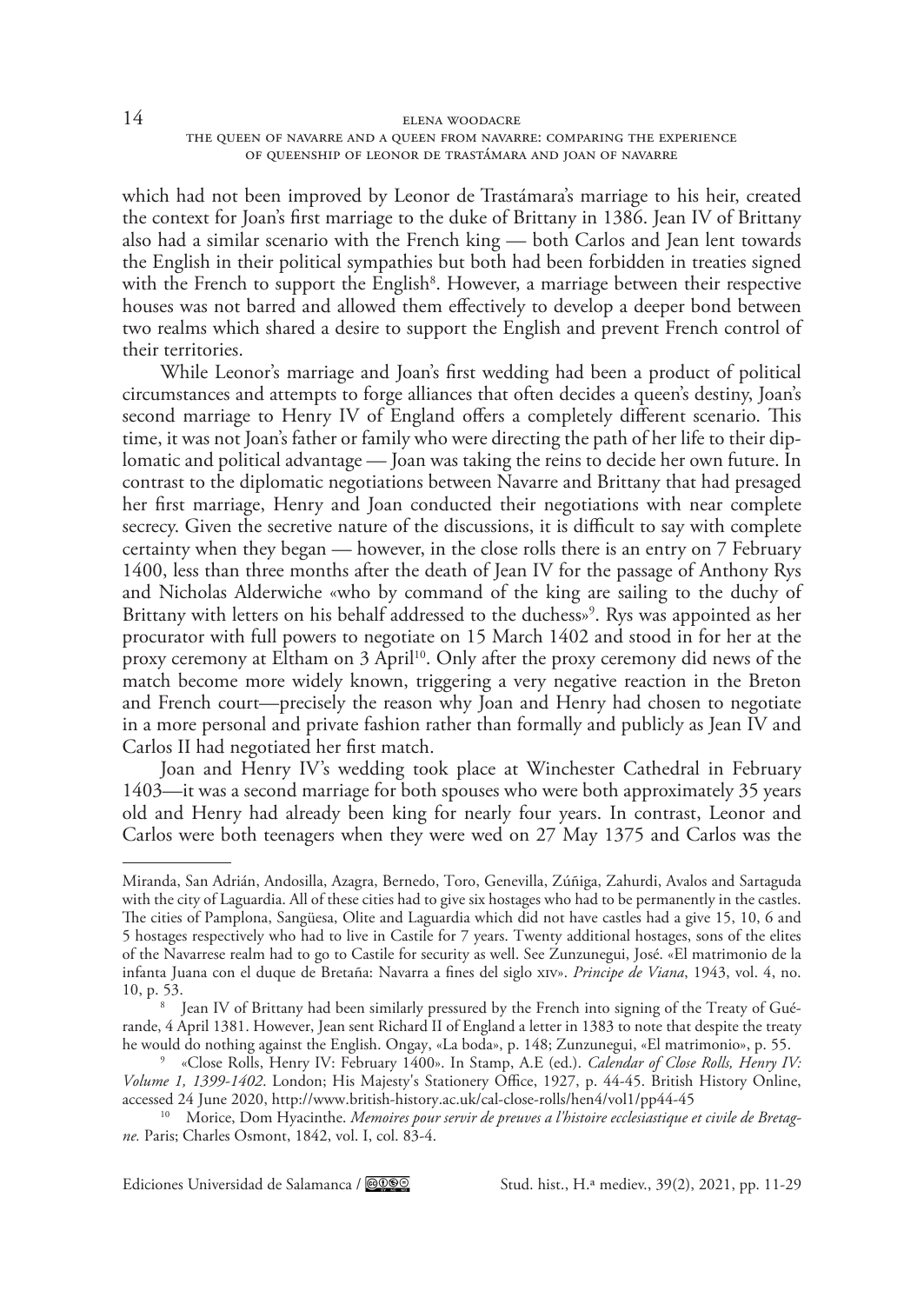which had not been improved by Leonor de Trastámara's marriage to his heir, created the context for Joan's first marriage to the duke of Brittany in 1386. Jean IV of Brittany also had a similar scenario with the French king — both Carlos and Jean lent towards the English in their political sympathies but both had been forbidden in treaties signed with the French to support the English[8]. However, a marriage between their respective houses was not barred and allowed them effectively to develop a deeper bond between two realms which shared a desire to support the English and prevent French control of their territories.

While Leonor's marriage and Joan's first wedding had been a product of political circumstances and attempts to forge alliances that often decides a queen's destiny, Joan's second marriage to Henry IV of England offers a completely different scenario. This time, it was not Joan's father or family who were directing the path of her life to their diplomatic and political advantage — Joan was taking the reins to decide her own future. In contrast to the diplomatic negotiations between Navarre and Brittany that had presaged her first marriage, Henry and Joan conducted their negotiations with near complete secrecy. Given the secretive nature of the discussions, it is difficult to say with complete certainty when they began — however, in the close rolls there is an entry on 7 February 1400, less than three months after the death of Jean IV for the passage of Anthony Rys and Nicholas Alderwiche «who by command of the king are sailing to the duchy of Brittany with letters on his behalf addressed to the duchess»[9]. Rys was appointed as her procurator with full powers to negotiate on 15 March 1402 and stood in for her at the proxy ceremony at Eltham on 3 April[10]. Only after the proxy ceremony did news of the match become more widely known, triggering a very negative reaction in the Breton and French court—precisely the reason why Joan and Henry had chosen to negotiate in a more personal and private fashion rather than formally and publicly as Jean IV and Carlos II had negotiated her first match.

Joan and Henry IV's wedding took place at Winchester Cathedral in February 1403—it was a second marriage for both spouses who were both approximately 35 years old and Henry had already been king for nearly four years. In contrast, Leonor and Carlos were both teenagers when they were wed on 27 May 1375 and Carlos was the

---

Miranda, San Adrián, Andosilla, Azagra, Bernedo, Toro, Genevilla, Zúñiga, Zahurdi, Avalos and Sartaguda with the city of Laguardia. All of these cities had to give six hostages who had to be permanently in the castles. The cities of Pamplona, Sangüesa, Olite and Laguardia which did not have castles had a give 15, 10, 6 and 5 hostages respectively who had to live in Castile for 7 years. Twenty additional hostages, sons of the elites of the Navarrese realm had to go to Castile for security as well. See Zunzunegui, José. «El matrimonio de la infanta Juana con el duque de Bretaña: Navarra a fines del siglo XIV». *Principe de Viana*, 1943, vol. 4, no. 10, p. 53.

[8] Jean IV of Brittany had been similarly pressured by the French into signing of the Treaty of Guérande, 4 April 1381. However, Jean sent Richard II of England a letter in 1383 to note that despite the treaty he would do nothing against the English. Ongay, «La boda», p. 148; Zunzunegui, «El matrimonio», p. 55.

[9] «Close Rolls, Henry IV: February 1400». In Stamp, A.E (ed.). *Calendar of Close Rolls, Henry IV: Volume 1, 1399-1402*. London; His Majesty's Stationery Office, 1927, p. 44-45. British History Online, accessed 24 June 2020, http://www.british-history.ac.uk/cal-close-rolls/hen4/vol1/pp44-45

[10] Morice, Dom Hyacinthe. *Memoires pour servir de preuves a l'histoire ecclesiastique et civile de Bretagne.* Paris; Charles Osmont, 1842, vol. I, col. 83-4.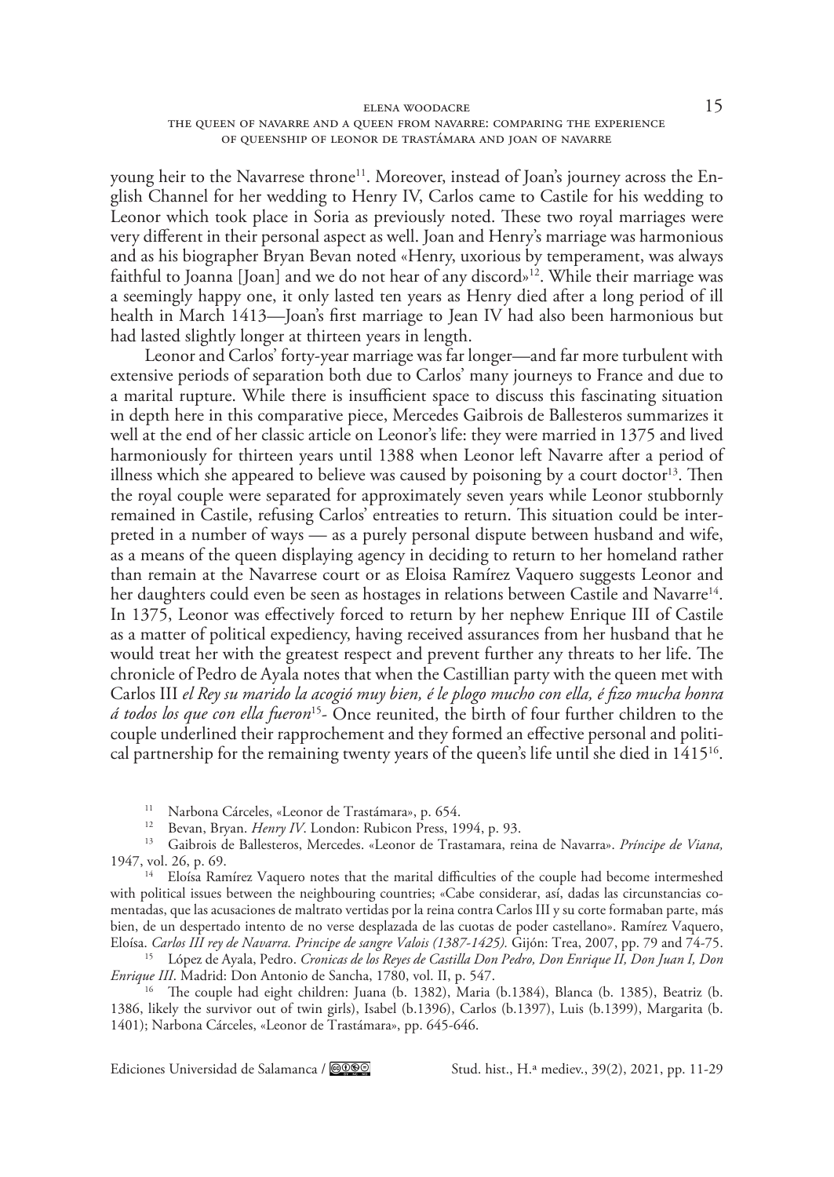young heir to the Navarrese throne[11]. Moreover, instead of Joan's journey across the English Channel for her wedding to Henry IV, Carlos came to Castile for his wedding to Leonor which took place in Soria as previously noted. These two royal marriages were very different in their personal aspect as well. Joan and Henry's marriage was harmonious and as his biographer Bryan Bevan noted «Henry, uxorious by temperament, was always faithful to Joanna [Joan] and we do not hear of any discord»[12]. While their marriage was a seemingly happy one, it only lasted ten years as Henry died after a long period of ill health in March 1413—Joan's first marriage to Jean IV had also been harmonious but had lasted slightly longer at thirteen years in length.

Leonor and Carlos' forty-year marriage was far longer—and far more turbulent with extensive periods of separation both due to Carlos' many journeys to France and due to a marital rupture. While there is insufficient space to discuss this fascinating situation in depth here in this comparative piece, Mercedes Gaibrois de Ballesteros summarizes it well at the end of her classic article on Leonor's life: they were married in 1375 and lived harmoniously for thirteen years until 1388 when Leonor left Navarre after a period of illness which she appeared to believe was caused by poisoning by a court doctor[13]. Then the royal couple were separated for approximately seven years while Leonor stubbornly remained in Castile, refusing Carlos' entreaties to return. This situation could be interpreted in a number of ways — as a purely personal dispute between husband and wife, as a means of the queen displaying agency in deciding to return to her homeland rather than remain at the Navarrese court or as Eloisa Ramírez Vaquero suggests Leonor and her daughters could even be seen as hostages in relations between Castile and Navarre[14]. In 1375, Leonor was effectively forced to return by her nephew Enrique III of Castile as a matter of political expediency, having received assurances from her husband that he would treat her with the greatest respect and prevent further any threats to her life. The chronicle of Pedro de Ayala notes that when the Castillian party with the queen met with Carlos III *el Rey su marido la acogió muy bien, é le plogo mucho con ella, é fizo mucha honra á todos los que con ella fueron*[15]- Once reunited, the birth of four further children to the couple underlined their rapprochement and they formed an effective personal and political partnership for the remaining twenty years of the queen's life until she died in 1415[16].

---

[11] Narbona Cárceles, «Leonor de Trastámara», p. 654.

[12] Bevan, Bryan. *Henry IV*. London: Rubicon Press, 1994, p. 93.

[13] Gaibrois de Ballesteros, Mercedes. «Leonor de Trastamara, reina de Navarra». *Príncipe de Viana,* 1947, vol. 26, p. 69.

[14] Eloísa Ramírez Vaquero notes that the marital difficulties of the couple had become intermeshed with political issues between the neighbouring countries; «Cabe considerar, así, dadas las circunstancias comentadas, que las acusaciones de maltrato vertidas por la reina contra Carlos III y su corte formaban parte, más bien, de un despertado intento de no verse desplazada de las cuotas de poder castellano». Ramírez Vaquero, Eloísa. *Carlos III rey de Navarra. Principe de sangre Valois (1387-1425).* Gijón: Trea, 2007, pp. 79 and 74-75.

[15] López de Ayala, Pedro. *Cronicas de los Reyes de Castilla Don Pedro, Don Enrique II, Don Juan I, Don Enrique III*. Madrid: Don Antonio de Sancha, 1780, vol. II, p. 547.

[16] The couple had eight children: Juana (b. 1382), Maria (b.1384), Blanca (b. 1385), Beatriz (b. 1386, likely the survivor out of twin girls), Isabel (b.1396), Carlos (b.1397), Luis (b.1399), Margarita (b. 1401); Narbona Cárceles, «Leonor de Trastámara», pp. 645-646.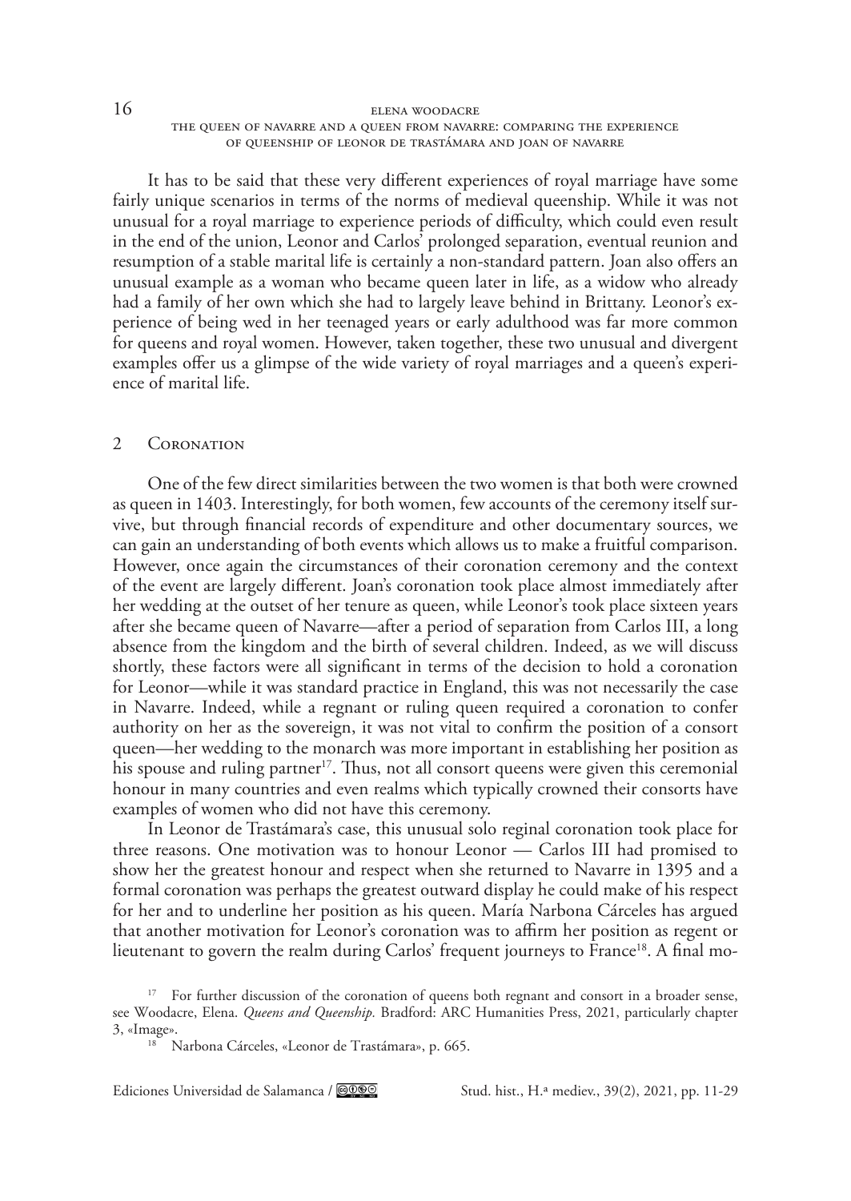It has to be said that these very different experiences of royal marriage have some fairly unique scenarios in terms of the norms of medieval queenship. While it was not unusual for a royal marriage to experience periods of difficulty, which could even result in the end of the union, Leonor and Carlos' prolonged separation, eventual reunion and resumption of a stable marital life is certainly a non-standard pattern. Joan also offers an unusual example as a woman who became queen later in life, as a widow who already had a family of her own which she had to largely leave behind in Brittany. Leonor's experience of being wed in her teenaged years or early adulthood was far more common for queens and royal women. However, taken together, these two unusual and divergent examples offer us a glimpse of the wide variety of royal marriages and a queen's experience of marital life.

## 2 Coronation

One of the few direct similarities between the two women is that both were crowned as queen in 1403. Interestingly, for both women, few accounts of the ceremony itself survive, but through financial records of expenditure and other documentary sources, we can gain an understanding of both events which allows us to make a fruitful comparison. However, once again the circumstances of their coronation ceremony and the context of the event are largely different. Joan's coronation took place almost immediately after her wedding at the outset of her tenure as queen, while Leonor's took place sixteen years after she became queen of Navarre—after a period of separation from Carlos III, a long absence from the kingdom and the birth of several children. Indeed, as we will discuss shortly, these factors were all significant in terms of the decision to hold a coronation for Leonor—while it was standard practice in England, this was not necessarily the case in Navarre. Indeed, while a regnant or ruling queen required a coronation to confer authority on her as the sovereign, it was not vital to confirm the position of a consort queen—her wedding to the monarch was more important in establishing her position as his spouse and ruling partner[17]. Thus, not all consort queens were given this ceremonial honour in many countries and even realms which typically crowned their consorts have examples of women who did not have this ceremony.

In Leonor de Trastámara's case, this unusual solo reginal coronation took place for three reasons. One motivation was to honour Leonor — Carlos III had promised to show her the greatest honour and respect when she returned to Navarre in 1395 and a formal coronation was perhaps the greatest outward display he could make of his respect for her and to underline her position as his queen. María Narbona Cárceles has argued that another motivation for Leonor's coronation was to affirm her position as regent or lieutenant to govern the realm during Carlos' frequent journeys to France[18]. A final mo-

[17] For further discussion of the coronation of queens both regnant and consort in a broader sense, see Woodacre, Elena. *Queens and Queenship.* Bradford: ARC Humanities Press, 2021, particularly chapter 3, «Image».

[18] Narbona Cárceles, «Leonor de Trastámara», p. 665.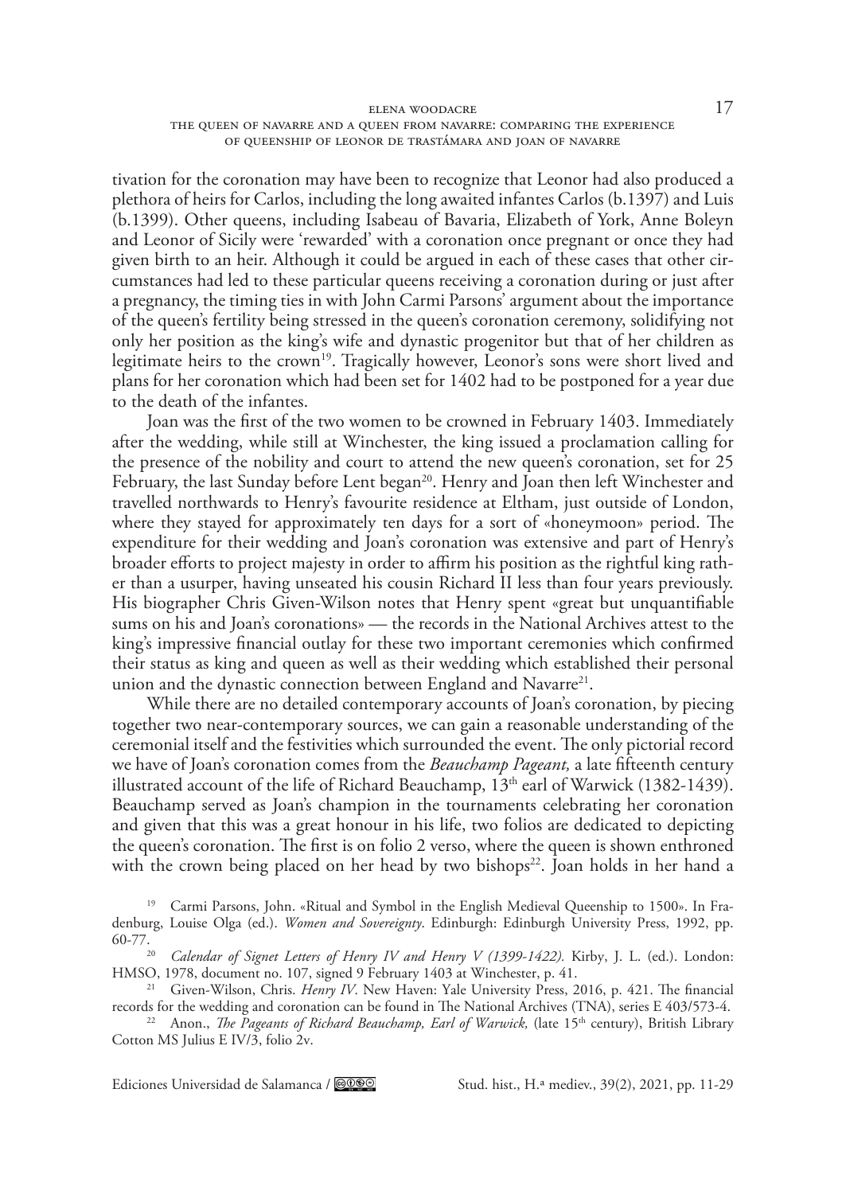tivation for the coronation may have been to recognize that Leonor had also produced a plethora of heirs for Carlos, including the long awaited infantes Carlos (b.1397) and Luis (b.1399). Other queens, including Isabeau of Bavaria, Elizabeth of York, Anne Boleyn and Leonor of Sicily were 'rewarded' with a coronation once pregnant or once they had given birth to an heir. Although it could be argued in each of these cases that other circumstances had led to these particular queens receiving a coronation during or just after a pregnancy, the timing ties in with John Carmi Parsons' argument about the importance of the queen's fertility being stressed in the queen's coronation ceremony, solidifying not only her position as the king's wife and dynastic progenitor but that of her children as legitimate heirs to the crown[19]. Tragically however, Leonor's sons were short lived and plans for her coronation which had been set for 1402 had to be postponed for a year due to the death of the infantes.

Joan was the first of the two women to be crowned in February 1403. Immediately after the wedding, while still at Winchester, the king issued a proclamation calling for the presence of the nobility and court to attend the new queen's coronation, set for 25 February, the last Sunday before Lent began[20]. Henry and Joan then left Winchester and travelled northwards to Henry's favourite residence at Eltham, just outside of London, where they stayed for approximately ten days for a sort of «honeymoon» period. The expenditure for their wedding and Joan's coronation was extensive and part of Henry's broader efforts to project majesty in order to affirm his position as the rightful king rather than a usurper, having unseated his cousin Richard II less than four years previously. His biographer Chris Given-Wilson notes that Henry spent «great but unquantifiable sums on his and Joan's coronations» — the records in the National Archives attest to the king's impressive financial outlay for these two important ceremonies which confirmed their status as king and queen as well as their wedding which established their personal union and the dynastic connection between England and Navarre[21].

While there are no detailed contemporary accounts of Joan's coronation, by piecing together two near-contemporary sources, we can gain a reasonable understanding of the ceremonial itself and the festivities which surrounded the event. The only pictorial record we have of Joan's coronation comes from the *Beauchamp Pageant,* a late fifteenth century illustrated account of the life of Richard Beauchamp, 13th earl of Warwick (1382-1439). Beauchamp served as Joan's champion in the tournaments celebrating her coronation and given that this was a great honour in his life, two folios are dedicated to depicting the queen's coronation. The first is on folio 2 verso, where the queen is shown enthroned with the crown being placed on her head by two bishops[22]. Joan holds in her hand a

---

[19] Carmi Parsons, John. «Ritual and Symbol in the English Medieval Queenship to 1500». In Fradenburg, Louise Olga (ed.). *Women and Sovereignty*. Edinburgh: Edinburgh University Press, 1992, pp. 60-77.

[20] *Calendar of Signet Letters of Henry IV and Henry V (1399-1422).* Kirby, J. L. (ed.). London: HMSO, 1978, document no. 107, signed 9 February 1403 at Winchester, p. 41.

[21] Given-Wilson, Chris. *Henry IV*. New Haven: Yale University Press, 2016, p. 421. The financial records for the wedding and coronation can be found in The National Archives (TNA), series E 403/573-4.

[22] Anon., *The Pageants of Richard Beauchamp, Earl of Warwick,* (late 15th century), British Library Cotton MS Julius E IV/3, folio 2v.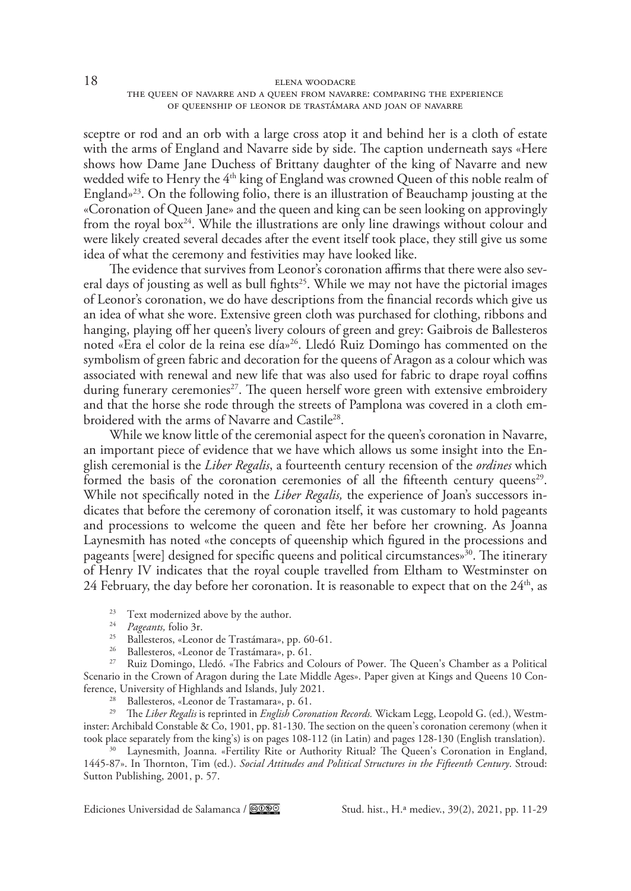sceptre or rod and an orb with a large cross atop it and behind her is a cloth of estate with the arms of England and Navarre side by side. The caption underneath says «Here shows how Dame Jane Duchess of Brittany daughter of the king of Navarre and new wedded wife to Henry the 4th king of England was crowned Queen of this noble realm of England»[23]. On the following folio, there is an illustration of Beauchamp jousting at the «Coronation of Queen Jane» and the queen and king can be seen looking on approvingly from the royal box[24]. While the illustrations are only line drawings without colour and were likely created several decades after the event itself took place, they still give us some idea of what the ceremony and festivities may have looked like.

The evidence that survives from Leonor's coronation affirms that there were also several days of jousting as well as bull fights[25]. While we may not have the pictorial images of Leonor's coronation, we do have descriptions from the financial records which give us an idea of what she wore. Extensive green cloth was purchased for clothing, ribbons and hanging, playing off her queen's livery colours of green and grey: Gaibrois de Ballesteros noted «Era el color de la reina ese día»[26]. Lledó Ruiz Domingo has commented on the symbolism of green fabric and decoration for the queens of Aragon as a colour which was associated with renewal and new life that was also used for fabric to drape royal coffins during funerary ceremonies[27]. The queen herself wore green with extensive embroidery and that the horse she rode through the streets of Pamplona was covered in a cloth embroidered with the arms of Navarre and Castile[28].

While we know little of the ceremonial aspect for the queen's coronation in Navarre, an important piece of evidence that we have which allows us some insight into the English ceremonial is the *Liber Regalis*, a fourteenth century recension of the *ordines* which formed the basis of the coronation ceremonies of all the fifteenth century queens[29]. While not specifically noted in the *Liber Regalis,* the experience of Joan's successors indicates that before the ceremony of coronation itself, it was customary to hold pageants and processions to welcome the queen and fête her before her crowning. As Joanna Laynesmith has noted «the concepts of queenship which figured in the processions and pageants [were] designed for specific queens and political circumstances»[30]. The itinerary of Henry IV indicates that the royal couple travelled from Eltham to Westminster on 24 February, the day before her coronation. It is reasonable to expect that on the 24th, as

[23] Text modernized above by the author.

[24] *Pageants,* folio 3r.

[25] Ballesteros, «Leonor de Trastámara», pp. 60-61.

[26] Ballesteros, «Leonor de Trastámara», p. 61.

[27] Ruiz Domingo, Lledó. «The Fabrics and Colours of Power. The Queen's Chamber as a Political Scenario in the Crown of Aragon during the Late Middle Ages». Paper given at Kings and Queens 10 Conference, University of Highlands and Islands, July 2021.

[28] Ballesteros, «Leonor de Trastamara», p. 61.

[29] The *Liber Regalis* is reprinted in *English Coronation Records.* Wickam Legg, Leopold G. (ed.), Westminster: Archibald Constable & Co, 1901, pp. 81-130. The section on the queen's coronation ceremony (when it took place separately from the king's) is on pages 108-112 (in Latin) and pages 128-130 (English translation).

[30] Laynesmith, Joanna. «Fertility Rite or Authority Ritual? The Queen's Coronation in England, 1445-87». In Thornton, Tim (ed.). *Social Attitudes and Political Structures in the Fifteenth Century*. Stroud: Sutton Publishing, 2001, p. 57.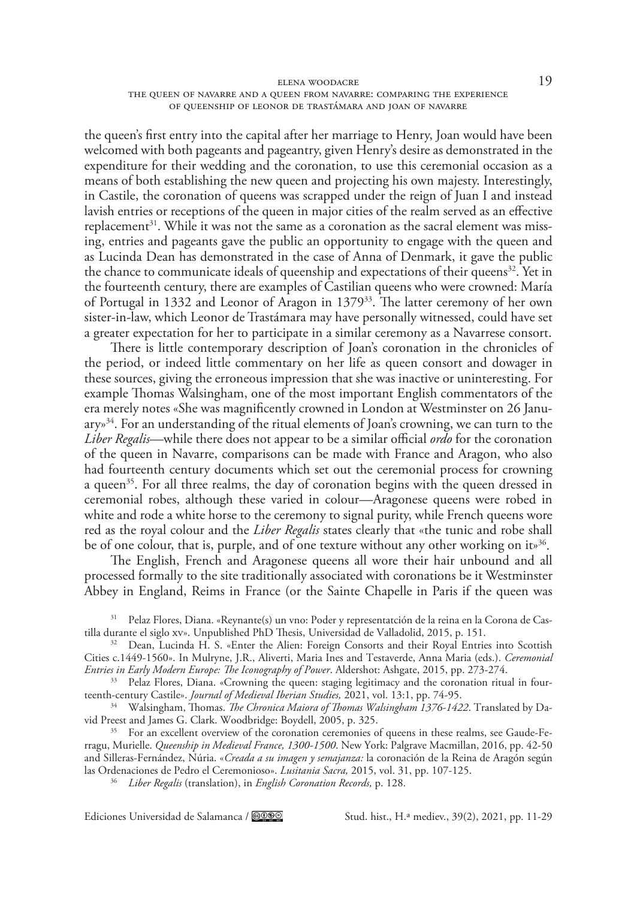the queen's first entry into the capital after her marriage to Henry, Joan would have been welcomed with both pageants and pageantry, given Henry's desire as demonstrated in the expenditure for their wedding and the coronation, to use this ceremonial occasion as a means of both establishing the new queen and projecting his own majesty. Interestingly, in Castile, the coronation of queens was scrapped under the reign of Juan I and instead lavish entries or receptions of the queen in major cities of the realm served as an effective replacement[31]. While it was not the same as a coronation as the sacral element was missing, entries and pageants gave the public an opportunity to engage with the queen and as Lucinda Dean has demonstrated in the case of Anna of Denmark, it gave the public the chance to communicate ideals of queenship and expectations of their queens[32]. Yet in the fourteenth century, there are examples of Castilian queens who were crowned: María of Portugal in 1332 and Leonor of Aragon in 1379[33]. The latter ceremony of her own sister-in-law, which Leonor de Trastámara may have personally witnessed, could have set a greater expectation for her to participate in a similar ceremony as a Navarrese consort.

There is little contemporary description of Joan's coronation in the chronicles of the period, or indeed little commentary on her life as queen consort and dowager in these sources, giving the erroneous impression that she was inactive or uninteresting. For example Thomas Walsingham, one of the most important English commentators of the era merely notes «She was magnificently crowned in London at Westminster on 26 January»[34]. For an understanding of the ritual elements of Joan's crowning, we can turn to the *Liber Regalis*—while there does not appear to be a similar official *ordo* for the coronation of the queen in Navarre, comparisons can be made with France and Aragon, who also had fourteenth century documents which set out the ceremonial process for crowning a queen[35]. For all three realms, the day of coronation begins with the queen dressed in ceremonial robes, although these varied in colour—Aragonese queens were robed in white and rode a white horse to the ceremony to signal purity, while French queens wore red as the royal colour and the *Liber Regalis* states clearly that «the tunic and robe shall be of one colour, that is, purple, and of one texture without any other working on it»[36].

The English, French and Aragonese queens all wore their hair unbound and all processed formally to the site traditionally associated with coronations be it Westminster Abbey in England, Reims in France (or the Sainte Chapelle in Paris if the queen was

[31] Pelaz Flores, Diana. «Reynante(s) vno: Poder y representatción de la reina en la Corona de Castilla durante el siglo xv». Unpublished PhD Thesis, Universidad de Valladolid, 2015, p. 151.

[32] Dean, Lucinda H. S. «Enter the Alien: Foreign Consorts and their Royal Entries into Scottish Cities c.1449-1560». In Mulryne, J.R., Aliverti, Maria Ines and Testaverde, Anna Maria (eds.). *Ceremonial Entries in Early Modern Europe: The Iconography of Power*. Aldershot: Ashgate, 2015, pp. 273-274.

[33] Pelaz Flores, Diana. «Crowning the queen: staging legitimacy and the coronation ritual in fourteenth-century Castile». *Journal of Medieval Iberian Studies,* 2021, vol. 13:1, pp. 74-95.

[34] Walsingham, Thomas. *The Chronica Maiora of Thomas Walsingham 1376-1422*. Translated by David Preest and James G. Clark. Woodbridge: Boydell, 2005, p. 325.

[35] For an excellent overview of the coronation ceremonies of queens in these realms, see Gaude-Ferragu, Murielle. *Queenship in Medieval France, 1300-1500*. New York: Palgrave Macmillan, 2016, pp. 42-50 and Silleras-Fernández, Núria. «*Creada a su imagen y semajanza:* la coronación de la Reina de Aragón según las Ordenaciones de Pedro el Ceremonioso». *Lusitania Sacra,* 2015, vol. 31, pp. 107-125.

[36] *Liber Regalis* (translation), in *English Coronation Records,* p. 128.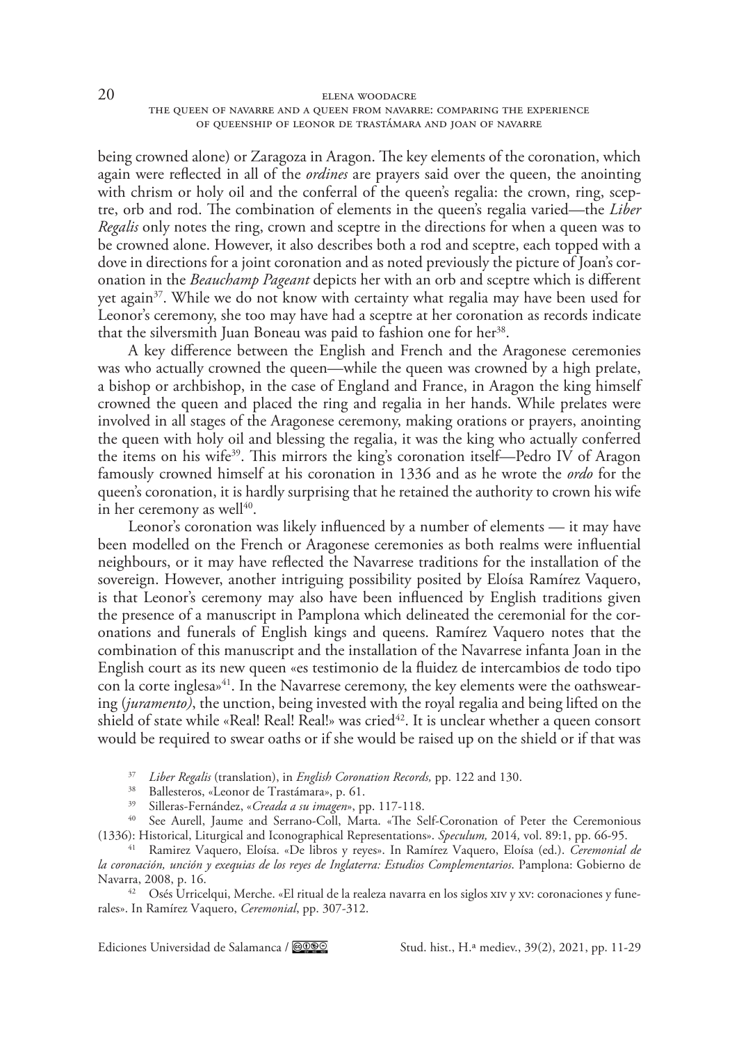being crowned alone) or Zaragoza in Aragon. The key elements of the coronation, which again were reflected in all of the *ordines* are prayers said over the queen, the anointing with chrism or holy oil and the conferral of the queen's regalia: the crown, ring, sceptre, orb and rod. The combination of elements in the queen's regalia varied—the *Liber Regalis* only notes the ring, crown and sceptre in the directions for when a queen was to be crowned alone. However, it also describes both a rod and sceptre, each topped with a dove in directions for a joint coronation and as noted previously the picture of Joan's coronation in the *Beauchamp Pageant* depicts her with an orb and sceptre which is different yet again[37]. While we do not know with certainty what regalia may have been used for Leonor's ceremony, she too may have had a sceptre at her coronation as records indicate that the silversmith Juan Boneau was paid to fashion one for her[38].

A key difference between the English and French and the Aragonese ceremonies was who actually crowned the queen—while the queen was crowned by a high prelate, a bishop or archbishop, in the case of England and France, in Aragon the king himself crowned the queen and placed the ring and regalia in her hands. While prelates were involved in all stages of the Aragonese ceremony, making orations or prayers, anointing the queen with holy oil and blessing the regalia, it was the king who actually conferred the items on his wife[39]. This mirrors the king's coronation itself—Pedro IV of Aragon famously crowned himself at his coronation in 1336 and as he wrote the *ordo* for the queen's coronation, it is hardly surprising that he retained the authority to crown his wife in her ceremony as well[40].

Leonor's coronation was likely influenced by a number of elements — it may have been modelled on the French or Aragonese ceremonies as both realms were influential neighbours, or it may have reflected the Navarrese traditions for the installation of the sovereign. However, another intriguing possibility posited by Eloísa Ramírez Vaquero, is that Leonor's ceremony may also have been influenced by English traditions given the presence of a manuscript in Pamplona which delineated the ceremonial for the coronations and funerals of English kings and queens. Ramírez Vaquero notes that the combination of this manuscript and the installation of the Navarrese infanta Joan in the English court as its new queen «es testimonio de la fluidez de intercambios de todo tipo con la corte inglesa»[41]. In the Navarrese ceremony, the key elements were the oathswearing (*juramento)*, the unction, being invested with the royal regalia and being lifted on the shield of state while «Real! Real! Real!» was cried[42]. It is unclear whether a queen consort would be required to swear oaths or if she would be raised up on the shield or if that was

---

[37] *Liber Regalis* (translation), in *English Coronation Records,* pp. 122 and 130.

[38] Ballesteros, «Leonor de Trastámara», p. 61.

[39] Silleras-Fernández, «*Creada a su imagen*», pp. 117-118.

[40] See Aurell, Jaume and Serrano-Coll, Marta. «The Self-Coronation of Peter the Ceremonious (1336): Historical, Liturgical and Iconographical Representations». *Speculum,* 2014*,* vol. 89:1, pp. 66-95.

[41] Ramirez Vaquero, Eloísa. «De libros y reyes». In Ramírez Vaquero, Eloísa (ed.). *Ceremonial de la coronación, unción y exequias de los reyes de Inglaterra: Estudios Complementarios*. Pamplona: Gobierno de Navarra, 2008, p. 16.

[42] Osés Urricelqui, Merche. «El ritual de la realeza navarra en los siglos XIV y XV: coronaciones y funerales». In Ramírez Vaquero, *Ceremonial*, pp. 307-312.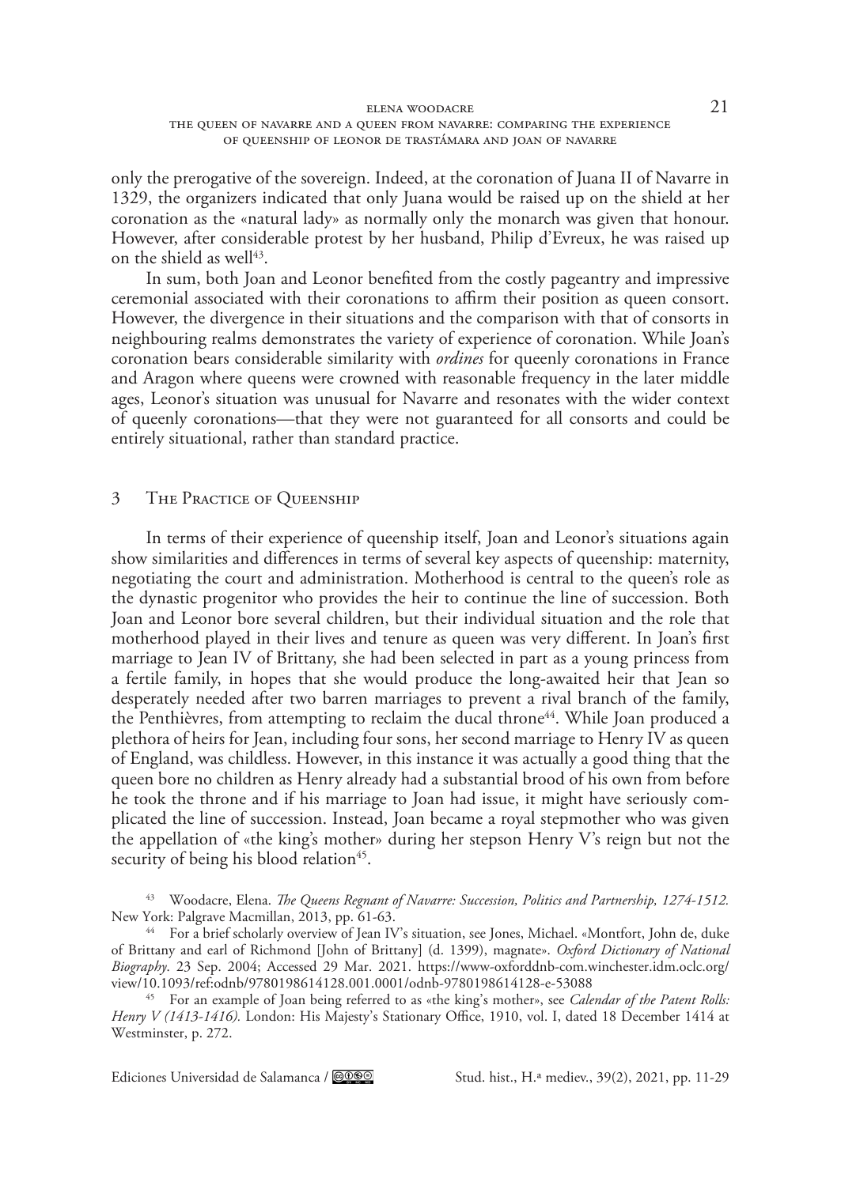only the prerogative of the sovereign. Indeed, at the coronation of Juana II of Navarre in 1329, the organizers indicated that only Juana would be raised up on the shield at her coronation as the «natural lady» as normally only the monarch was given that honour. However, after considerable protest by her husband, Philip d'Evreux, he was raised up on the shield as well[43].

In sum, both Joan and Leonor benefited from the costly pageantry and impressive ceremonial associated with their coronations to affirm their position as queen consort. However, the divergence in their situations and the comparison with that of consorts in neighbouring realms demonstrates the variety of experience of coronation. While Joan's coronation bears considerable similarity with *ordines* for queenly coronations in France and Aragon where queens were crowned with reasonable frequency in the later middle ages, Leonor's situation was unusual for Navarre and resonates with the wider context of queenly coronations—that they were not guaranteed for all consorts and could be entirely situational, rather than standard practice.

## 3 The Practice of Queenship

In terms of their experience of queenship itself, Joan and Leonor's situations again show similarities and differences in terms of several key aspects of queenship: maternity, negotiating the court and administration. Motherhood is central to the queen's role as the dynastic progenitor who provides the heir to continue the line of succession. Both Joan and Leonor bore several children, but their individual situation and the role that motherhood played in their lives and tenure as queen was very different. In Joan's first marriage to Jean IV of Brittany, she had been selected in part as a young princess from a fertile family, in hopes that she would produce the long-awaited heir that Jean so desperately needed after two barren marriages to prevent a rival branch of the family, the Penthièvres, from attempting to reclaim the ducal throne[44]. While Joan produced a plethora of heirs for Jean, including four sons, her second marriage to Henry IV as queen of England, was childless. However, in this instance it was actually a good thing that the queen bore no children as Henry already had a substantial brood of his own from before he took the throne and if his marriage to Joan had issue, it might have seriously complicated the line of succession. Instead, Joan became a royal stepmother who was given the appellation of «the king's mother» during her stepson Henry V's reign but not the security of being his blood relation[45].

[43] Woodacre, Elena. *The Queens Regnant of Navarre: Succession, Politics and Partnership, 1274-1512.* New York: Palgrave Macmillan, 2013, pp. 61-63.

[44] For a brief scholarly overview of Jean IV's situation, see Jones, Michael. «Montfort, John de, duke of Brittany and earl of Richmond [John of Brittany] (d. 1399), magnate». *Oxford Dictionary of National Biography*. 23 Sep. 2004; Accessed 29 Mar. 2021. https://www-oxforddnb-com.winchester.idm.oclc.org/view/10.1093/ref:odnb/9780198614128.001.0001/odnb-9780198614128-e-53088

[45] For an example of Joan being referred to as «the king's mother», see *Calendar of the Patent Rolls: Henry V (1413-1416).* London: His Majesty's Stationary Office, 1910, vol. I, dated 18 December 1414 at Westminster, p. 272.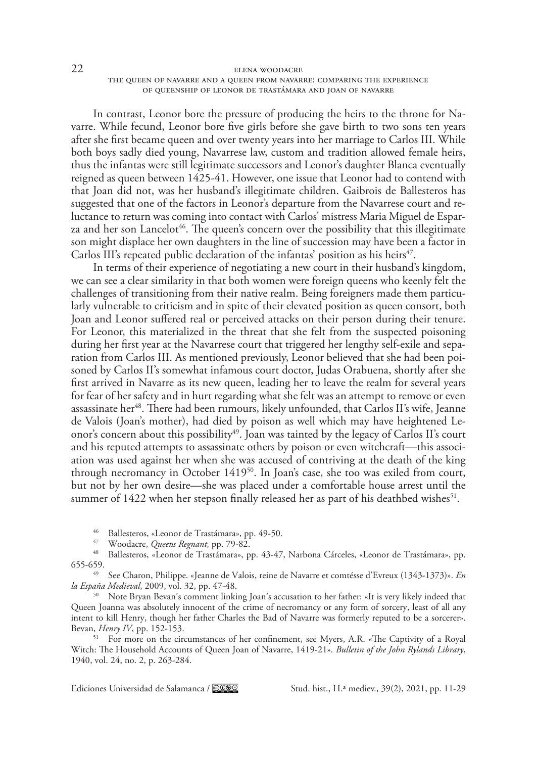In contrast, Leonor bore the pressure of producing the heirs to the throne for Navarre. While fecund, Leonor bore five girls before she gave birth to two sons ten years after she first became queen and over twenty years into her marriage to Carlos III. While both boys sadly died young, Navarrese law, custom and tradition allowed female heirs, thus the infantas were still legitimate successors and Leonor's daughter Blanca eventually reigned as queen between 1425-41. However, one issue that Leonor had to contend with that Joan did not, was her husband's illegitimate children. Gaibrois de Ballesteros has suggested that one of the factors in Leonor's departure from the Navarrese court and reluctance to return was coming into contact with Carlos' mistress Maria Miguel de Esparza and her son Lancelot[46]. The queen's concern over the possibility that this illegitimate son might displace her own daughters in the line of succession may have been a factor in Carlos III's repeated public declaration of the infantas' position as his heirs[47].

In terms of their experience of negotiating a new court in their husband's kingdom, we can see a clear similarity in that both women were foreign queens who keenly felt the challenges of transitioning from their native realm. Being foreigners made them particularly vulnerable to criticism and in spite of their elevated position as queen consort, both Joan and Leonor suffered real or perceived attacks on their person during their tenure. For Leonor, this materialized in the threat that she felt from the suspected poisoning during her first year at the Navarrese court that triggered her lengthy self-exile and separation from Carlos III. As mentioned previously, Leonor believed that she had been poisoned by Carlos II's somewhat infamous court doctor, Judas Orabuena, shortly after she first arrived in Navarre as its new queen, leading her to leave the realm for several years for fear of her safety and in hurt regarding what she felt was an attempt to remove or even assassinate her[48]. There had been rumours, likely unfounded, that Carlos II's wife, Jeanne de Valois (Joan's mother), had died by poison as well which may have heightened Leonor's concern about this possibility[49]. Joan was tainted by the legacy of Carlos II's court and his reputed attempts to assassinate others by poison or even witchcraft—this association was used against her when she was accused of contriving at the death of the king through necromancy in October 1419[50]. In Joan's case, she too was exiled from court, but not by her own desire—she was placed under a comfortable house arrest until the summer of 1422 when her stepson finally released her as part of his deathbed wishes[51].

---

[46] Ballesteros, «Leonor de Trastámara», pp. 49-50.

[47] Woodacre, *Queens Regnant,* pp. 79-82.

[48] Ballesteros, «Leonor de Trastámara», pp. 43-47, Narbona Cárceles, «Leonor de Trastámara», pp. 655-659.

[49] See Charon, Philippe. «Jeanne de Valois, reine de Navarre et comtésse d'Evreux (1343-1373)». *En la España Medieval*, 2009, vol. 32, pp. 47-48.

[50] Note Bryan Bevan's comment linking Joan's accusation to her father: «It is very likely indeed that Queen Joanna was absolutely innocent of the crime of necromancy or any form of sorcery, least of all any intent to kill Henry, though her father Charles the Bad of Navarre was formerly reputed to be a sorcerer». Bevan, *Henry IV*, pp. 152-153.

[51] For more on the circumstances of her confinement, see Myers, A.R. «The Captivity of a Royal Witch: The Household Accounts of Queen Joan of Navarre, 1419-21». *Bulletin of the John Rylands Library*, 1940, vol. 24, no. 2, p. 263-284.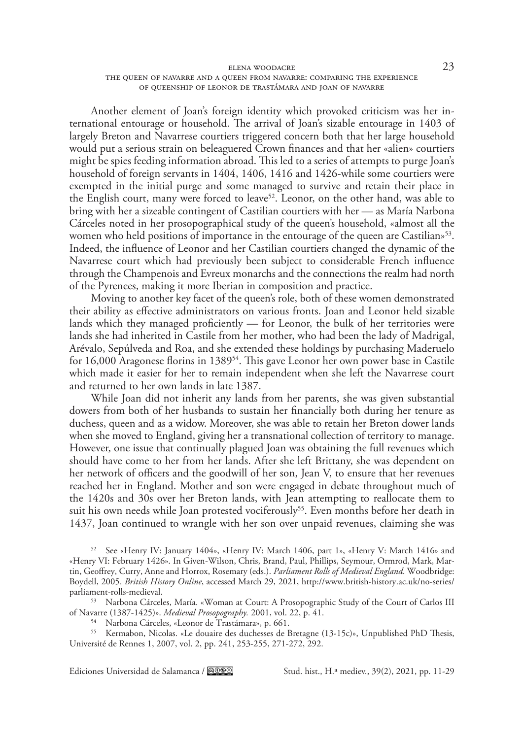Another element of Joan's foreign identity which provoked criticism was her international entourage or household. The arrival of Joan's sizable entourage in 1403 of largely Breton and Navarrese courtiers triggered concern both that her large household would put a serious strain on beleaguered Crown finances and that her «alien» courtiers might be spies feeding information abroad. This led to a series of attempts to purge Joan's household of foreign servants in 1404, 1406, 1416 and 1426-while some courtiers were exempted in the initial purge and some managed to survive and retain their place in the English court, many were forced to leave[52]. Leonor, on the other hand, was able to bring with her a sizeable contingent of Castilian courtiers with her — as María Narbona Cárceles noted in her prosopographical study of the queen's household, «almost all the women who held positions of importance in the entourage of the queen are Castilian»[53]. Indeed, the influence of Leonor and her Castilian courtiers changed the dynamic of the Navarrese court which had previously been subject to considerable French influence through the Champenois and Evreux monarchs and the connections the realm had north of the Pyrenees, making it more Iberian in composition and practice.

Moving to another key facet of the queen's role, both of these women demonstrated their ability as effective administrators on various fronts. Joan and Leonor held sizable lands which they managed proficiently — for Leonor, the bulk of her territories were lands she had inherited in Castile from her mother, who had been the lady of Madrigal, Arévalo, Sepúlveda and Roa, and she extended these holdings by purchasing Maderuelo for 16,000 Aragonese florins in 1389[54]. This gave Leonor her own power base in Castile which made it easier for her to remain independent when she left the Navarrese court and returned to her own lands in late 1387.

While Joan did not inherit any lands from her parents, she was given substantial dowers from both of her husbands to sustain her financially both during her tenure as duchess, queen and as a widow. Moreover, she was able to retain her Breton dower lands when she moved to England, giving her a transnational collection of territory to manage. However, one issue that continually plagued Joan was obtaining the full revenues which should have come to her from her lands. After she left Brittany, she was dependent on her network of officers and the goodwill of her son, Jean V, to ensure that her revenues reached her in England. Mother and son were engaged in debate throughout much of the 1420s and 30s over her Breton lands, with Jean attempting to reallocate them to suit his own needs while Joan protested vociferously[55]. Even months before her death in 1437, Joan continued to wrangle with her son over unpaid revenues, claiming she was

---

[52] See «Henry IV: January 1404», «Henry IV: March 1406, part 1», «Henry V: March 1416» and «Henry VI: February 1426». In Given-Wilson, Chris, Brand, Paul, Phillips, Seymour, Ormrod, Mark, Martin, Geoffrey, Curry, Anne and Horrox, Rosemary (eds.). *Parliament Rolls of Medieval England*. Woodbridge: Boydell, 2005. *British History Online*, accessed March 29, 2021, http://www.british-history.ac.uk/no-series/parliament-rolls-medieval.

[53] Narbona Cárceles, María. «Woman at Court: A Prosopographic Study of the Court of Carlos III of Navarre (1387-1425)». *Medieval Prosopography.* 2001, vol. 22, p. 41.

[54] Narbona Cárceles, «Leonor de Trastámara», p. 661.

[55] Kermabon, Nicolas. «Le douaire des duchesses de Bretagne (13-15c)», Unpublished PhD Thesis, Université de Rennes 1, 2007, vol. 2, pp. 241, 253-255, 271-272, 292.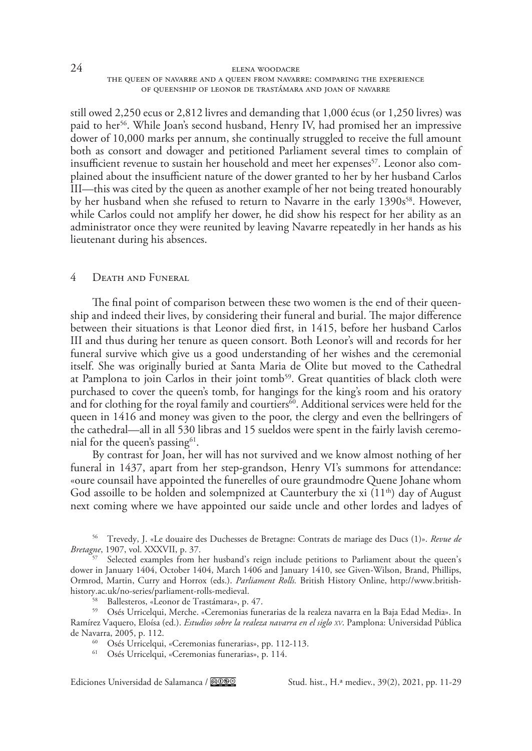still owed 2,250 ecus or 2,812 livres and demanding that 1,000 écus (or 1,250 livres) was paid to her[56]. While Joan's second husband, Henry IV, had promised her an impressive dower of 10,000 marks per annum, she continually struggled to receive the full amount both as consort and dowager and petitioned Parliament several times to complain of insufficient revenue to sustain her household and meet her expenses[57]. Leonor also complained about the insufficient nature of the dower granted to her by her husband Carlos III—this was cited by the queen as another example of her not being treated honourably by her husband when she refused to return to Navarre in the early 1390s[58]. However, while Carlos could not amplify her dower, he did show his respect for her ability as an administrator once they were reunited by leaving Navarre repeatedly in her hands as his lieutenant during his absences.

## 4 Death and Funeral

The final point of comparison between these two women is the end of their queenship and indeed their lives, by considering their funeral and burial. The major difference between their situations is that Leonor died first, in 1415, before her husband Carlos III and thus during her tenure as queen consort. Both Leonor's will and records for her funeral survive which give us a good understanding of her wishes and the ceremonial itself. She was originally buried at Santa Maria de Olite but moved to the Cathedral at Pamplona to join Carlos in their joint tomb[59]. Great quantities of black cloth were purchased to cover the queen's tomb, for hangings for the king's room and his oratory and for clothing for the royal family and courtiers[60]. Additional services were held for the queen in 1416 and money was given to the poor, the clergy and even the bellringers of the cathedral—all in all 530 libras and 15 sueldos were spent in the fairly lavish ceremonial for the queen's passing[61].

By contrast for Joan, her will has not survived and we know almost nothing of her funeral in 1437, apart from her step-grandson, Henry VI's summons for attendance: «oure counsail have appointed the funerelles of oure graundmodre Quene Johane whom God assoille to be holden and solempnized at Caunterbury the xi (11th) day of August next coming where we have appointed our saide uncle and other lordes and ladyes of

[56] Trevedy, J. «Le douaire des Duchesses de Bretagne: Contrats de mariage des Ducs (1)». *Revue de Bretagne*, 1907, vol. XXXVII, p. 37.

[57] Selected examples from her husband's reign include petitions to Parliament about the queen's dower in January 1404, October 1404, March 1406 and January 1410, see Given-Wilson, Brand, Phillips, Ormrod, Martin, Curry and Horrox (eds.). *Parliament Rolls.* British History Online, http://www.british-history.ac.uk/no-series/parliament-rolls-medieval.

[58] Ballesteros, «Leonor de Trastámara», p. 47.

[59] Osés Urricelqui, Merche. «Ceremonias funerarias de la realeza navarra en la Baja Edad Media». In Ramírez Vaquero, Eloísa (ed.). *Estudios sobre la realeza navarra en el siglo XV*. Pamplona: Universidad Pública de Navarra, 2005, p. 112.

[60] Osés Urricelqui, «Ceremonias funerarias», pp. 112-113.

[61] Osés Urricelqui, «Ceremonias funerarias», p. 114.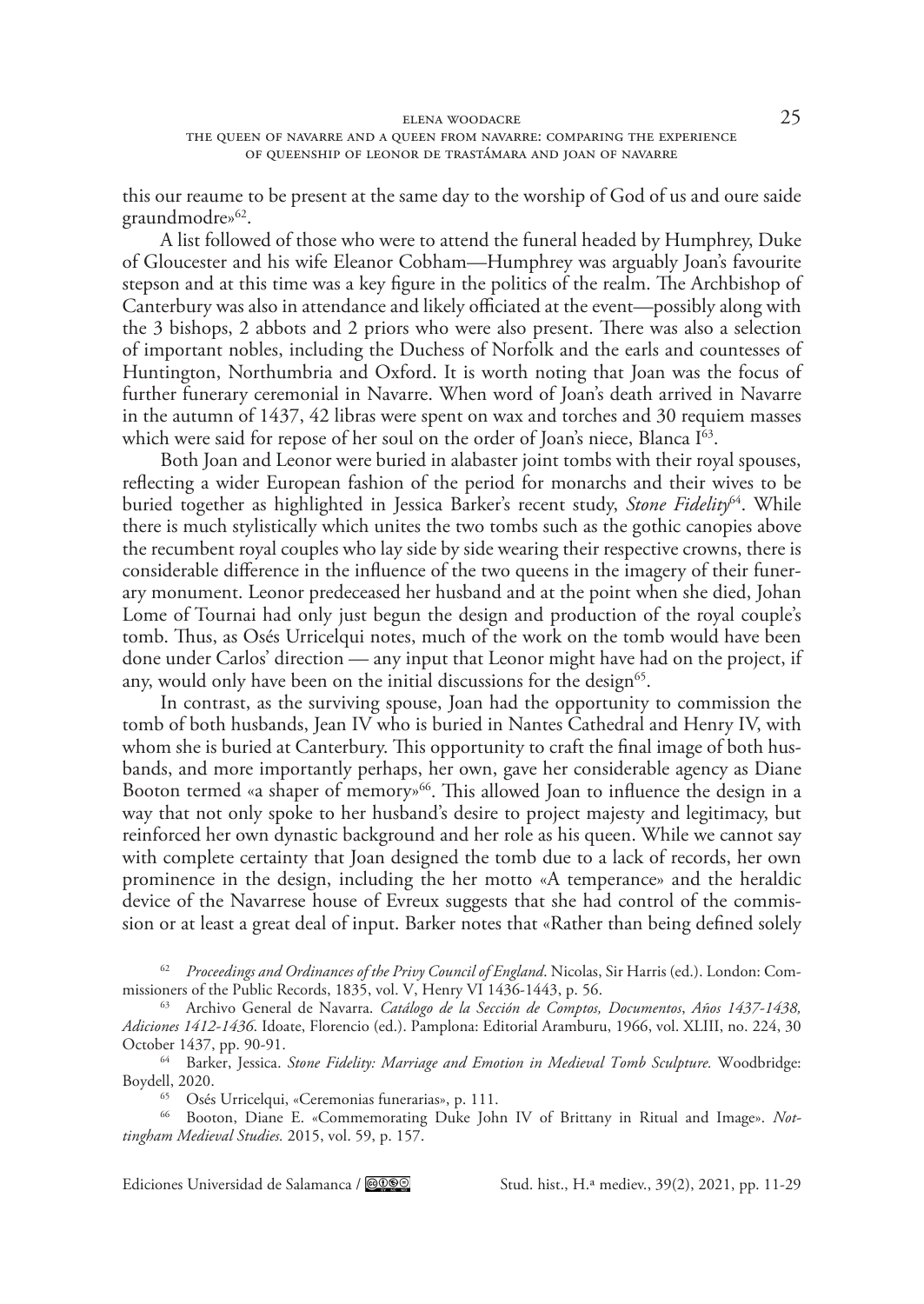this our reaume to be present at the same day to the worship of God of us and oure saide graundmodre»[62].

A list followed of those who were to attend the funeral headed by Humphrey, Duke of Gloucester and his wife Eleanor Cobham—Humphrey was arguably Joan's favourite stepson and at this time was a key figure in the politics of the realm. The Archbishop of Canterbury was also in attendance and likely officiated at the event—possibly along with the 3 bishops, 2 abbots and 2 priors who were also present. There was also a selection of important nobles, including the Duchess of Norfolk and the earls and countesses of Huntington, Northumbria and Oxford. It is worth noting that Joan was the focus of further funerary ceremonial in Navarre. When word of Joan's death arrived in Navarre in the autumn of 1437, 42 libras were spent on wax and torches and 30 requiem masses which were said for repose of her soul on the order of Joan's niece, Blanca I[63].

Both Joan and Leonor were buried in alabaster joint tombs with their royal spouses, reflecting a wider European fashion of the period for monarchs and their wives to be buried together as highlighted in Jessica Barker's recent study, *Stone Fidelity*[64]. While there is much stylistically which unites the two tombs such as the gothic canopies above the recumbent royal couples who lay side by side wearing their respective crowns, there is considerable difference in the influence of the two queens in the imagery of their funerary monument. Leonor predeceased her husband and at the point when she died, Johan Lome of Tournai had only just begun the design and production of the royal couple's tomb. Thus, as Osés Urricelqui notes, much of the work on the tomb would have been done under Carlos' direction — any input that Leonor might have had on the project, if any, would only have been on the initial discussions for the design[65].

In contrast, as the surviving spouse, Joan had the opportunity to commission the tomb of both husbands, Jean IV who is buried in Nantes Cathedral and Henry IV, with whom she is buried at Canterbury. This opportunity to craft the final image of both husbands, and more importantly perhaps, her own, gave her considerable agency as Diane Booton termed «a shaper of memory»[66]. This allowed Joan to influence the design in a way that not only spoke to her husband's desire to project majesty and legitimacy, but reinforced her own dynastic background and her role as his queen. While we cannot say with complete certainty that Joan designed the tomb due to a lack of records, her own prominence in the design, including the her motto «A temperance» and the heraldic device of the Navarrese house of Evreux suggests that she had control of the commission or at least a great deal of input. Barker notes that «Rather than being defined solely

---

[62] *Proceedings and Ordinances of the Privy Council of England*. Nicolas, Sir Harris (ed.). London: Commissioners of the Public Records, 1835, vol. V, Henry VI 1436-1443, p. 56.

[63] Archivo General de Navarra. *Catálogo de la Sección de Comptos, Documentos*, *Años 1437-1438, Adiciones 1412-1436*. Idoate, Florencio (ed.). Pamplona: Editorial Aramburu, 1966, vol. XLIII, no. 224, 30 October 1437, pp. 90-91.

[64] Barker, Jessica. *Stone Fidelity: Marriage and Emotion in Medieval Tomb Sculpture.* Woodbridge: Boydell, 2020.

[65] Osés Urricelqui, «Ceremonias funerarias», p. 111.

[66] Booton, Diane E. «Commemorating Duke John IV of Brittany in Ritual and Image». *Nottingham Medieval Studies.* 2015, vol. 59, p. 157.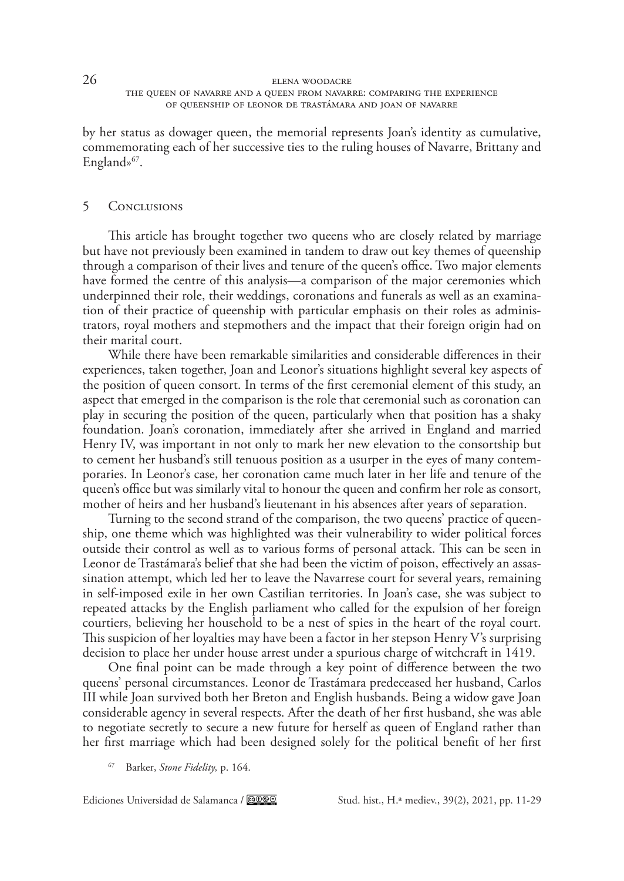by her status as dowager queen, the memorial represents Joan's identity as cumulative, commemorating each of her successive ties to the ruling houses of Navarre, Brittany and England»[67].

## 5 Conclusions

This article has brought together two queens who are closely related by marriage but have not previously been examined in tandem to draw out key themes of queenship through a comparison of their lives and tenure of the queen's office. Two major elements have formed the centre of this analysis—a comparison of the major ceremonies which underpinned their role, their weddings, coronations and funerals as well as an examination of their practice of queenship with particular emphasis on their roles as administrators, royal mothers and stepmothers and the impact that their foreign origin had on their marital court.

While there have been remarkable similarities and considerable differences in their experiences, taken together, Joan and Leonor's situations highlight several key aspects of the position of queen consort. In terms of the first ceremonial element of this study, an aspect that emerged in the comparison is the role that ceremonial such as coronation can play in securing the position of the queen, particularly when that position has a shaky foundation. Joan's coronation, immediately after she arrived in England and married Henry IV, was important in not only to mark her new elevation to the consortship but to cement her husband's still tenuous position as a usurper in the eyes of many contemporaries. In Leonor's case, her coronation came much later in her life and tenure of the queen's office but was similarly vital to honour the queen and confirm her role as consort, mother of heirs and her husband's lieutenant in his absences after years of separation.

Turning to the second strand of the comparison, the two queens' practice of queenship, one theme which was highlighted was their vulnerability to wider political forces outside their control as well as to various forms of personal attack. This can be seen in Leonor de Trastámara's belief that she had been the victim of poison, effectively an assassination attempt, which led her to leave the Navarrese court for several years, remaining in self-imposed exile in her own Castilian territories. In Joan's case, she was subject to repeated attacks by the English parliament who called for the expulsion of her foreign courtiers, believing her household to be a nest of spies in the heart of the royal court. This suspicion of her loyalties may have been a factor in her stepson Henry V's surprising decision to place her under house arrest under a spurious charge of witchcraft in 1419.

One final point can be made through a key point of difference between the two queens' personal circumstances. Leonor de Trastámara predeceased her husband, Carlos III while Joan survived both her Breton and English husbands. Being a widow gave Joan considerable agency in several respects. After the death of her first husband, she was able to negotiate secretly to secure a new future for herself as queen of England rather than her first marriage which had been designed solely for the political benefit of her first

[67] Barker, *Stone Fidelity,* p. 164.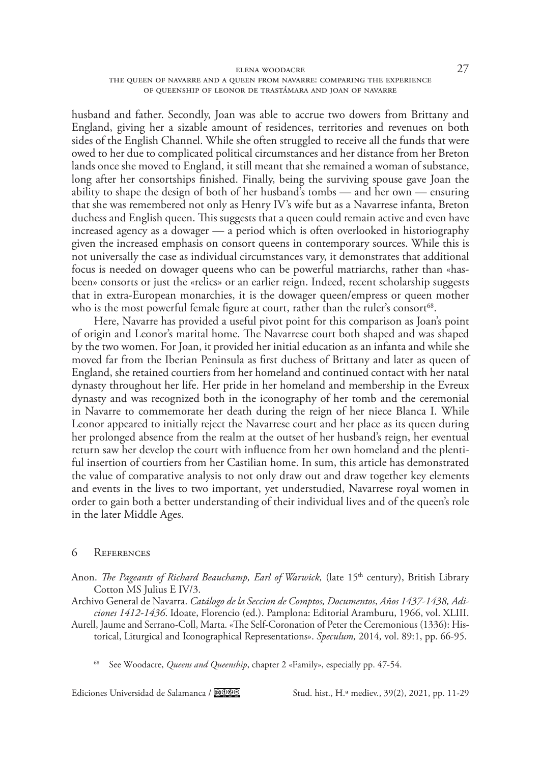husband and father. Secondly, Joan was able to accrue two dowers from Brittany and England, giving her a sizable amount of residences, territories and revenues on both sides of the English Channel. While she often struggled to receive all the funds that were owed to her due to complicated political circumstances and her distance from her Breton lands once she moved to England, it still meant that she remained a woman of substance, long after her consortships finished. Finally, being the surviving spouse gave Joan the ability to shape the design of both of her husband's tombs — and her own — ensuring that she was remembered not only as Henry IV's wife but as a Navarrese infanta, Breton duchess and English queen. This suggests that a queen could remain active and even have increased agency as a dowager — a period which is often overlooked in historiography given the increased emphasis on consort queens in contemporary sources. While this is not universally the case as individual circumstances vary, it demonstrates that additional focus is needed on dowager queens who can be powerful matriarchs, rather than «has-been» consorts or just the «relics» or an earlier reign. Indeed, recent scholarship suggests that in extra-European monarchies, it is the dowager queen/empress or queen mother who is the most powerful female figure at court, rather than the ruler's consort[68].

Here, Navarre has provided a useful pivot point for this comparison as Joan's point of origin and Leonor's marital home. The Navarrese court both shaped and was shaped by the two women. For Joan, it provided her initial education as an infanta and while she moved far from the Iberian Peninsula as first duchess of Brittany and later as queen of England, she retained courtiers from her homeland and continued contact with her natal dynasty throughout her life. Her pride in her homeland and membership in the Evreux dynasty and was recognized both in the iconography of her tomb and the ceremonial in Navarre to commemorate her death during the reign of her niece Blanca I. While Leonor appeared to initially reject the Navarrese court and her place as its queen during her prolonged absence from the realm at the outset of her husband's reign, her eventual return saw her develop the court with influence from her own homeland and the plentiful insertion of courtiers from her Castilian home. In sum, this article has demonstrated the value of comparative analysis to not only draw out and draw together key elements and events in the lives to two important, yet understudied, Navarrese royal women in order to gain both a better understanding of their individual lives and of the queen's role in the later Middle Ages.

## 6 References

Anon. *The Pageants of Richard Beauchamp, Earl of Warwick,* (late 15th century), British Library Cotton MS Julius E IV/3.

Archivo General de Navarra. *Catálogo de la Seccion de Comptos, Documentos*, *Años 1437-1438, Adiciones 1412-1436*. Idoate, Florencio (ed.). Pamplona: Editorial Aramburu, 1966, vol. XLIII.

Aurell, Jaume and Serrano-Coll, Marta. «The Self-Coronation of Peter the Ceremonious (1336): Historical, Liturgical and Iconographical Representations». *Speculum,* 2014*,* vol. 89:1, pp. 66-95.

[68] See Woodacre, *Queens and Queenship*, chapter 2 «Family», especially pp. 47-54.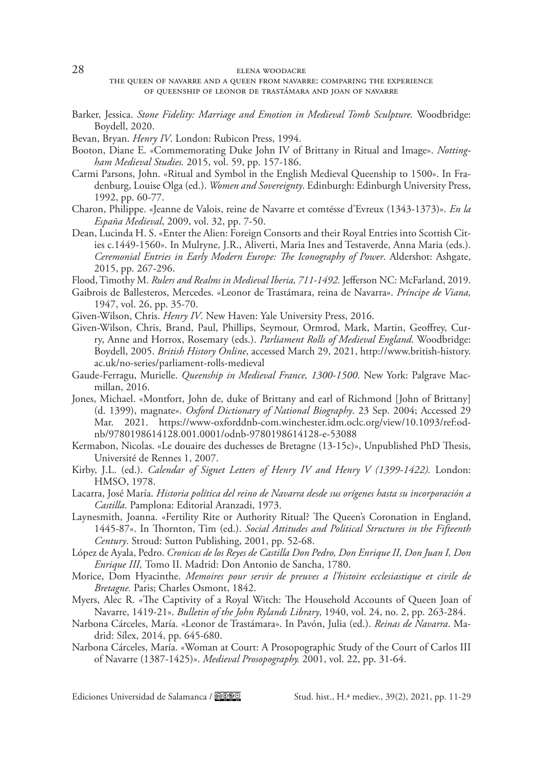Barker, Jessica. *Stone Fidelity: Marriage and Emotion in Medieval Tomb Sculpture.* Woodbridge: Boydell, 2020.

Bevan, Bryan. *Henry IV*. London: Rubicon Press, 1994.

Booton, Diane E. «Commemorating Duke John IV of Brittany in Ritual and Image». *Nottingham Medieval Studies.* 2015, vol. 59, pp. 157-186.

Carmi Parsons, John. «Ritual and Symbol in the English Medieval Queenship to 1500». In Fradenburg, Louise Olga (ed.). *Women and Sovereignty*. Edinburgh: Edinburgh University Press, 1992, pp. 60-77.

Charon, Philippe. «Jeanne de Valois, reine de Navarre et comtésse d'Evreux (1343-1373)». *En la España Medieval*, 2009, vol. 32, pp. 7-50.

Dean, Lucinda H. S. «Enter the Alien: Foreign Consorts and their Royal Entries into Scottish Cities c.1449-1560». In Mulryne, J.R., Aliverti, Maria Ines and Testaverde, Anna Maria (eds.). *Ceremonial Entries in Early Modern Europe: The Iconography of Power*. Aldershot: Ashgate, 2015, pp. 267-296.

Flood, Timothy M. *Rulers and Realms in Medieval Iberia, 711-1492.* Jefferson NC: McFarland, 2019.

Gaibrois de Ballesteros, Mercedes. «Leonor de Trastámara, reina de Navarra». *Príncipe de Viana,* 1947, vol. 26, pp. 35-70.

Given-Wilson, Chris. *Henry IV*. New Haven: Yale University Press, 2016.

Given-Wilson, Chris, Brand, Paul, Phillips, Seymour, Ormrod, Mark, Martin, Geoffrey, Curry, Anne and Horrox, Rosemary (eds.). *Parliament Rolls of Medieval England*. Woodbridge: Boydell, 2005. *British History Online*, accessed March 29, 2021, http://www.british-history.ac.uk/no-series/parliament-rolls-medieval

Gaude-Ferragu, Murielle. *Queenship in Medieval France, 1300-1500*. New York: Palgrave Macmillan, 2016.

Jones, Michael. «Montfort, John de, duke of Brittany and earl of Richmond [John of Brittany] (d. 1399), magnate». *Oxford Dictionary of National Biography*. 23 Sep. 2004; Accessed 29 Mar. 2021. https://www-oxforddnb-com.winchester.idm.oclc.org/view/10.1093/ref:odnb/9780198614128.001.0001/odnb-9780198614128-e-53088

Kermabon, Nicolas. «Le douaire des duchesses de Bretagne (13-15c)», Unpublished PhD Thesis, Université de Rennes 1, 2007.

Kirby, J.L. (ed.). *Calendar of Signet Letters of Henry IV and Henry V (1399-1422).* London: HMSO, 1978.

Lacarra, José María. *Historia política del reino de Navarra desde sus orígenes hasta su incorporación a Castilla*. Pamplona: Editorial Aranzadi, 1973.

Laynesmith, Joanna. «Fertility Rite or Authority Ritual? The Queen's Coronation in England, 1445-87». In Thornton, Tim (ed.). *Social Attitudes and Political Structures in the Fifteenth Century*. Stroud: Sutton Publishing, 2001, pp. 52-68.

López de Ayala, Pedro. *Cronicas de los Reyes de Castilla Don Pedro, Don Enrique II, Don Juan I, Don Enrique III,* Tomo II. Madrid: Don Antonio de Sancha, 1780.

Morice, Dom Hyacinthe. *Memoires pour servir de preuves a l'histoire ecclesiastique et civile de Bretagne.* Paris; Charles Osmont, 1842.

Myers, Alec R. «The Captivity of a Royal Witch: The Household Accounts of Queen Joan of Navarre, 1419-21». *Bulletin of the John Rylands Library*, 1940, vol. 24, no. 2, pp. 263-284.

Narbona Cárceles, María. «Leonor de Trastámara». In Pavón, Julia (ed.). *Reinas de Navarra*. Madrid: Sílex, 2014, pp. 645-680.

Narbona Cárceles, María. «Woman at Court: A Prosopographic Study of the Court of Carlos III of Navarre (1387-1425)». *Medieval Prosopography.* 2001, vol. 22, pp. 31-64.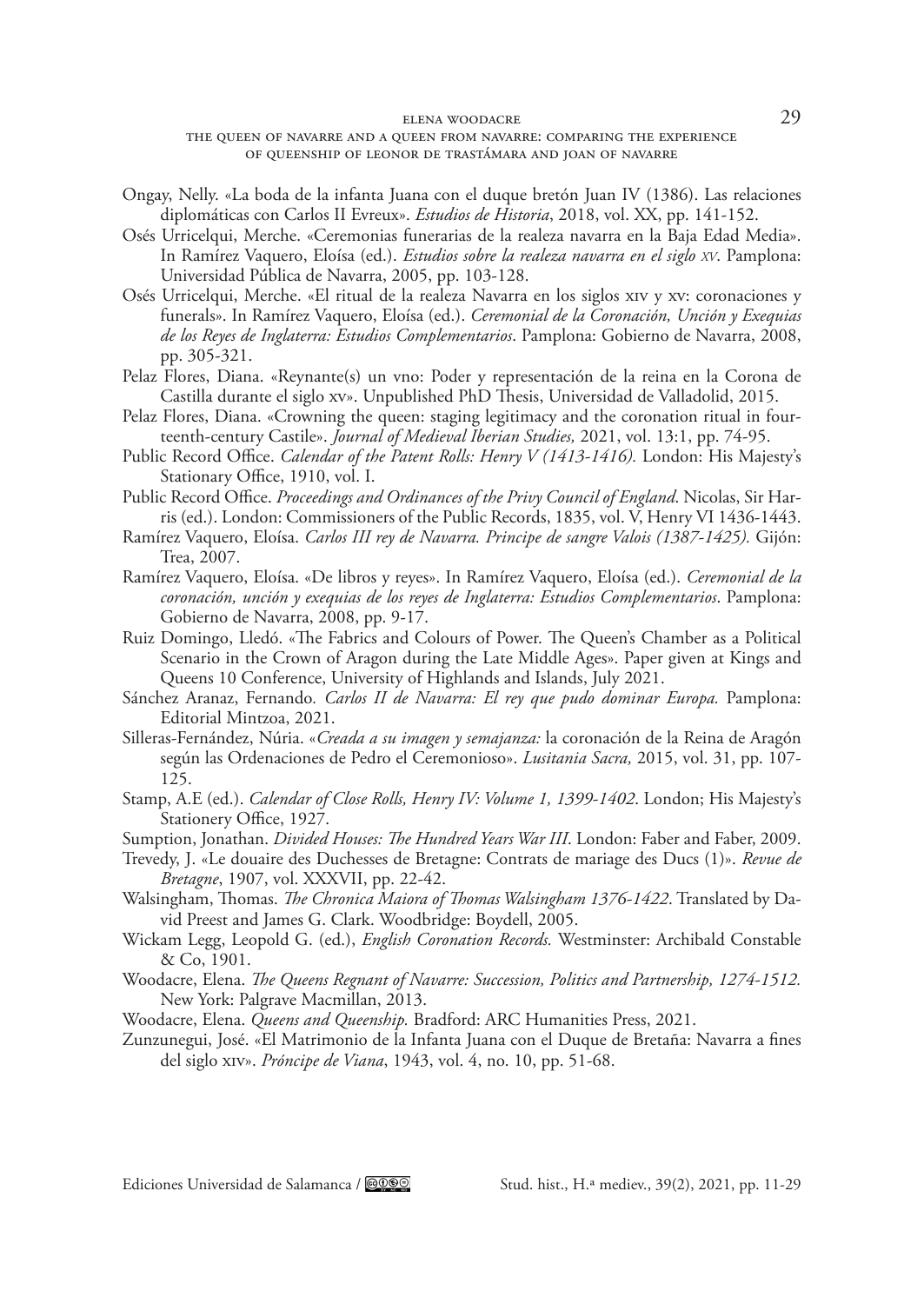Ongay, Nelly. «La boda de la infanta Juana con el duque bretón Juan IV (1386). Las relaciones diplomáticas con Carlos II Evreux». *Estudios de Historia*, 2018, vol. XX, pp. 141-152.

Osés Urricelqui, Merche. «Ceremonias funerarias de la realeza navarra en la Baja Edad Media». In Ramírez Vaquero, Eloísa (ed.). *Estudios sobre la realeza navarra en el siglo XV*. Pamplona: Universidad Pública de Navarra, 2005, pp. 103-128.

Osés Urricelqui, Merche. «El ritual de la realeza Navarra en los siglos XIV y XV: coronaciones y funerals». In Ramírez Vaquero, Eloísa (ed.). *Ceremonial de la Coronación, Unción y Exequias de los Reyes de Inglaterra: Estudios Complementarios*. Pamplona: Gobierno de Navarra, 2008, pp. 305-321.

Pelaz Flores, Diana. «Reynante(s) un vno: Poder y representación de la reina en la Corona de Castilla durante el siglo XV». Unpublished PhD Thesis, Universidad de Valladolid, 2015.

Pelaz Flores, Diana. «Crowning the queen: staging legitimacy and the coronation ritual in fourteenth-century Castile». *Journal of Medieval Iberian Studies,* 2021, vol. 13:1, pp. 74-95.

Public Record Office. *Calendar of the Patent Rolls: Henry V (1413-1416).* London: His Majesty's Stationary Office, 1910, vol. I.

Public Record Office. *Proceedings and Ordinances of the Privy Council of England*. Nicolas, Sir Harris (ed.). London: Commissioners of the Public Records, 1835, vol. V, Henry VI 1436-1443.

Ramírez Vaquero, Eloísa. *Carlos III rey de Navarra. Principe de sangre Valois (1387-1425).* Gijón: Trea, 2007.

Ramírez Vaquero, Eloísa. «De libros y reyes». In Ramírez Vaquero, Eloísa (ed.). *Ceremonial de la coronación, unción y exequias de los reyes de Inglaterra: Estudios Complementarios*. Pamplona: Gobierno de Navarra, 2008, pp. 9-17.

Ruiz Domingo, Lledó. «The Fabrics and Colours of Power. The Queen's Chamber as a Political Scenario in the Crown of Aragon during the Late Middle Ages». Paper given at Kings and Queens 10 Conference, University of Highlands and Islands, July 2021.

Sánchez Aranaz, Fernando*. Carlos II de Navarra: El rey que pudo dominar Europa.* Pamplona: Editorial Mintzoa, 2021.

Silleras-Fernández, Núria. «*Creada a su imagen y semajanza:* la coronación de la Reina de Aragón según las Ordenaciones de Pedro el Ceremonioso». *Lusitania Sacra,* 2015, vol. 31, pp. 107-125.

Stamp, A.E (ed.). *Calendar of Close Rolls, Henry IV: Volume 1, 1399-1402*. London; His Majesty's Stationery Office, 1927.

Sumption, Jonathan. *Divided Houses: The Hundred Years War III*. London: Faber and Faber, 2009.

Trevedy, J. «Le douaire des Duchesses de Bretagne: Contrats de mariage des Ducs (1)». *Revue de Bretagne*, 1907, vol. XXXVII, pp. 22-42.

Walsingham, Thomas. *The Chronica Maiora of Thomas Walsingham 1376-1422*. Translated by David Preest and James G. Clark. Woodbridge: Boydell, 2005.

Wickam Legg, Leopold G. (ed.), *English Coronation Records.* Westminster: Archibald Constable & Co, 1901.

Woodacre, Elena. *The Queens Regnant of Navarre: Succession, Politics and Partnership, 1274-1512.* New York: Palgrave Macmillan, 2013.

Woodacre, Elena. *Queens and Queenship.* Bradford: ARC Humanities Press, 2021.

Zunzunegui, José. «El Matrimonio de la Infanta Juana con el Duque de Bretaña: Navarra a fines del siglo XIV». *Prócipe de Viana*, 1943, vol. 4, no. 10, pp. 51-68.